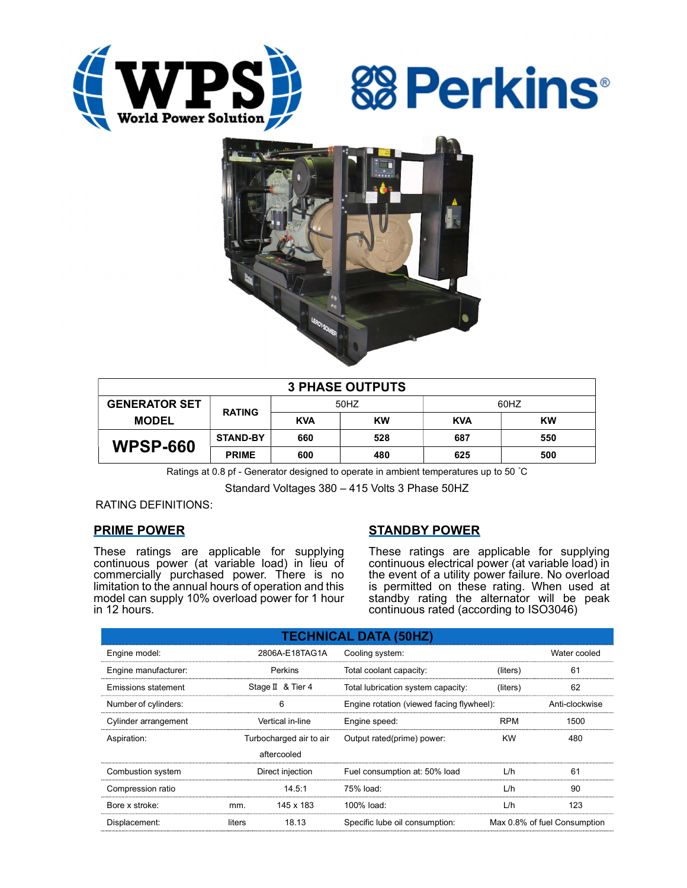| 3 PHASE OUTPUTS | | | | | |
|---|---|---|---|---|---|
| **GENERATOR SET MODEL** | **RATING** | 50HZ | | 60HZ | |
| | | **KVA** | **KW** | **KVA** | **KW** |
| **WPSP-660** | **STAND-BY** | **660** | **528** | **687** | **550** |
| | **PRIME** | **600** | **480** | **625** | **500** |

Ratings at 0.8 pf - Generator designed to operate in ambient temperatures up to 50 ˚C

Standard Voltages 380 – 415 Volts 3 Phase 50HZ

RATING DEFINITIONS:

## PRIME POWER

These ratings are applicable for supplying continuous power (at variable load) in lieu of commercially purchased power. There is no limitation to the annual hours of operation and this model can supply 10% overload power for 1 hour in 12 hours.

## STANDBY POWER

These ratings are applicable for supplying continuous electrical power (at variable load) in the event of a utility power failure. No overload is permitted on these rating. When used at standby rating the alternator will be peak continuous rated (according to ISO3046)

| TECHNICAL DATA (50HZ) | | | | | |
|---|---|---|---|---|---|
| Engine model: | | 2806A-E18TAG1A | Cooling system: | | Water cooled |
| Engine manufacturer: | | Perkins | Total coolant capacity: | (liters) | 61 |
| Emissions statement | | Stage Ⅱ & Tier 4 | Total lubrication system capacity: | (liters) | 62 |
| Number of cylinders: | | 6 | Engine rotation (viewed facing flywheel): | | Anti-clockwise |
| Cylinder arrangement | | Vertical in-line | Engine speed: | RPM | 1500 |
| Aspiration: | | Turbocharged air to air aftercooled | Output rated(prime) power: | KW | 480 |
| Combustion system | | Direct injection | Fuel consumption at: 50% load | L/h | 61 |
| Compression ratio | | 14.5:1 | 75% load: | L/h | 90 |
| Bore x stroke: | mm. | 145 x 183 | 100% load: | L/h | 123 |
| Displacement: | liters | 18.13 | Specific lube oil consumption: | | Max 0.8% of fuel Consumption |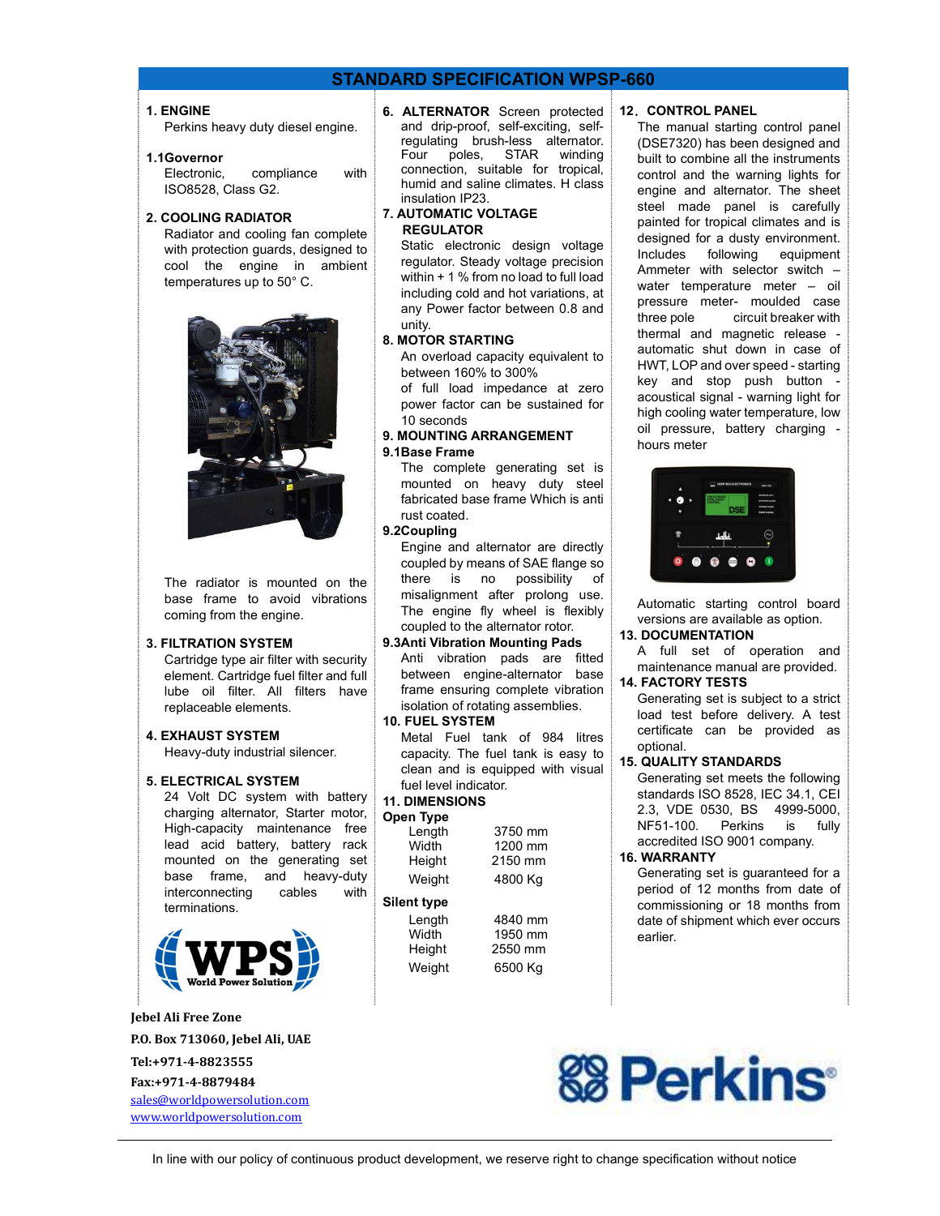# STANDARD SPECIFICATION WPSP-660

## 1. ENGINE

Perkins heavy duty diesel engine.

### 1.1Governor

Electronic, compliance with ISO8528, Class G2.

## 2. COOLING RADIATOR

Radiator and cooling fan complete with protection guards, designed to cool the engine in ambient temperatures up to 50° C.

The radiator is mounted on the base frame to avoid vibrations coming from the engine.

## 3. FILTRATION SYSTEM

Cartridge type air filter with security element. Cartridge fuel filter and full lube oil filter. All filters have replaceable elements.

## 4. EXHAUST SYSTEM

Heavy-duty industrial silencer.

## 5. ELECTRICAL SYSTEM

24 Volt DC system with battery charging alternator, Starter motor, High-capacity maintenance free lead acid battery, battery rack mounted on the generating set base frame, and heavy-duty interconnecting cables with terminations.

## 6. ALTERNATOR

Screen protected and drip-proof, self-exciting, self-regulating brush-less alternator. Four poles, STAR winding connection, suitable for tropical, humid and saline climates. H class insulation IP23.

## 7. AUTOMATIC VOLTAGE REGULATOR

Static electronic design voltage regulator. Steady voltage precision within + 1 % from no load to full load including cold and hot variations, at any Power factor between 0.8 and unity.

## 8. MOTOR STARTING

An overload capacity equivalent to between 160% to 300% of full load impedance at zero power factor can be sustained for 10 seconds

## 9. MOUNTING ARRANGEMENT

### 9.1Base Frame

The complete generating set is mounted on heavy duty steel fabricated base frame Which is anti rust coated.

### 9.2Coupling

Engine and alternator are directly coupled by means of SAE flange so there is no possibility of misalignment after prolong use. The engine fly wheel is flexibly coupled to the alternator rotor.

### 9.3Anti Vibration Mounting Pads

Anti vibration pads are fitted between engine-alternator base frame ensuring complete vibration isolation of rotating assemblies.

## 10. FUEL SYSTEM

Metal Fuel tank of 984 litres capacity. The fuel tank is easy to clean and is equipped with visual fuel level indicator.

## 11. DIMENSIONS

**Open Type**

| | |
|---|---|
| Length | 3750 mm |
| Width | 1200 mm |
| Height | 2150 mm |
| Weight | 4800 Kg |

**Silent type**

| | |
|---|---|
| Length | 4840 mm |
| Width | 1950 mm |
| Height | 2550 mm |
| Weight | 6500 Kg |

## 12. CONTROL PANEL

The manual starting control panel (DSE7320) has been designed and built to combine all the instruments control and the warning lights for engine and alternator. The sheet steel made panel is carefully painted for tropical climates and is designed for a dusty environment. Includes following equipment Ammeter with selector switch – water temperature meter – oil pressure meter- moulded case three pole circuit breaker with thermal and magnetic release - automatic shut down in case of HWT, LOP and over speed - starting key and stop push button - acoustical signal - warning light for high cooling water temperature, low oil pressure, battery charging - hours meter

Automatic starting control board versions are available as option.

## 13. DOCUMENTATION

A full set of operation and maintenance manual are provided.

## 14. FACTORY TESTS

Generating set is subject to a strict load test before delivery. A test certificate can be provided as optional.

## 15. QUALITY STANDARDS

Generating set meets the following standards ISO 8528, IEC 34.1, CEI 2.3, VDE 0530, BS 4999-5000, NF51-100. Perkins is fully accredited ISO 9001 company.

## 16. WARRANTY

Generating set is guaranteed for a period of 12 months from date of commissioning or 18 months from date of shipment which ever occurs earlier.

**WPS World Power Solution**

**Jebel Ali Free Zone**
**P.O. Box 713060, Jebel Ali, UAE**
**Tel:+971-4-8823555**
**Fax:+971-4-8879484**
sales@worldpowersolution.com
www.worldpowersolution.com

Perkins®

In line with our policy of continuous product development, we reserve right to change specification without notice